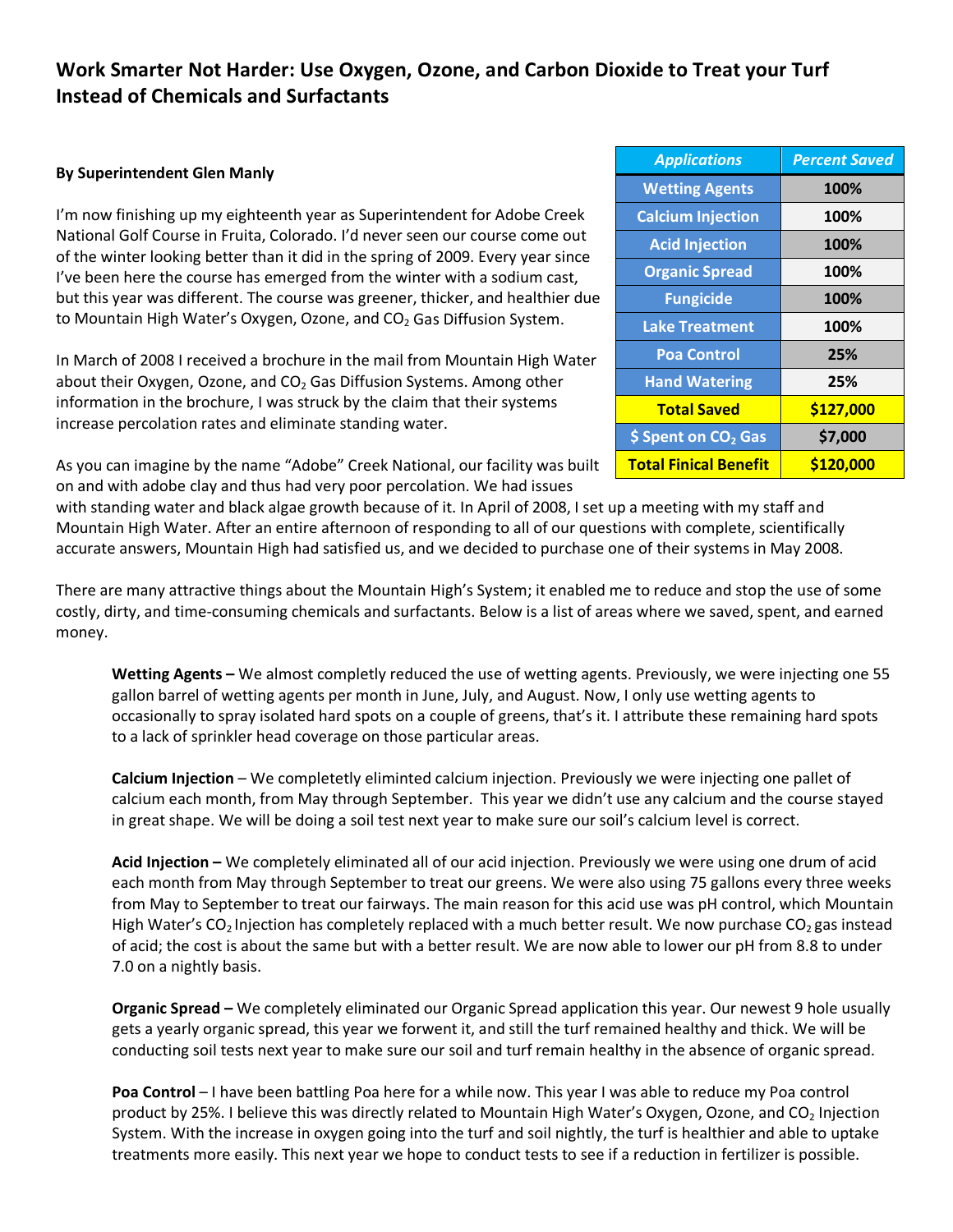# Work Smarter Not Harder: Use Oxygen, Ozone, and Carbon Dioxide to Treat your Turf Instead of Chemicals and Surfactants

**By Superintendent Glen Manly**

| *Applications* | *Percent Saved* |
| --- | --- |
| **Wetting Agents** | **100%** |
| **Calcium Injection** | **100%** |
| **Acid Injection** | **100%** |
| **Organic Spread** | **100%** |
| **Fungicide** | **100%** |
| **Lake Treatment** | **100%** |
| **Poa Control** | **25%** |
| **Hand Watering** | **25%** |
| **Total Saved** | **$127,000** |
| **$ Spent on $CO_2$ Gas** | **$7,000** |
| **Total Finical Benefit** | **$120,000** |

I'm now finishing up my eighteenth year as Superintendent for Adobe Creek National Golf Course in Fruita, Colorado. I'd never seen our course come out of the winter looking better than it did in the spring of 2009. Every year since I've been here the course has emerged from the winter with a sodium cast, but this year was different. The course was greener, thicker, and healthier due to Mountain High Water's Oxygen, Ozone, and $CO_2$ Gas Diffusion System.

In March of 2008 I received a brochure in the mail from Mountain High Water about their Oxygen, Ozone, and $CO_2$ Gas Diffusion Systems. Among other information in the brochure, I was struck by the claim that their systems increase percolation rates and eliminate standing water.

As you can imagine by the name "Adobe" Creek National, our facility was built on and with adobe clay and thus had very poor percolation. We had issues with standing water and black algae growth because of it. In April of 2008, I set up a meeting with my staff and Mountain High Water. After an entire afternoon of responding to all of our questions with complete, scientifically accurate answers, Mountain High had satisfied us, and we decided to purchase one of their systems in May 2008.

There are many attractive things about the Mountain High's System; it enabled me to reduce and stop the use of some costly, dirty, and time-consuming chemicals and surfactants. Below is a list of areas where we saved, spent, and earned money.

**Wetting Agents –** We almost completly reduced the use of wetting agents. Previously, we were injecting one 55 gallon barrel of wetting agents per month in June, July, and August. Now, I only use wetting agents to occasionally to spray isolated hard spots on a couple of greens, that's it. I attribute these remaining hard spots to a lack of sprinkler head coverage on those particular areas.

**Calcium Injection** – We completetly eliminted calcium injection. Previously we were injecting one pallet of calcium each month, from May through September. This year we didn't use any calcium and the course stayed in great shape. We will be doing a soil test next year to make sure our soil's calcium level is correct.

**Acid Injection –** We completely eliminated all of our acid injection. Previously we were using one drum of acid each month from May through September to treat our greens. We were also using 75 gallons every three weeks from May to September to treat our fairways. The main reason for this acid use was pH control, which Mountain High Water's $CO_2$ Injection has completely replaced with a much better result. We now purchase $CO_2$ gas instead of acid; the cost is about the same but with a better result. We are now able to lower our pH from 8.8 to under 7.0 on a nightly basis.

**Organic Spread –** We completely eliminated our Organic Spread application this year. Our newest 9 hole usually gets a yearly organic spread, this year we forwent it, and still the turf remained healthy and thick. We will be conducting soil tests next year to make sure our soil and turf remain healthy in the absence of organic spread.

**Poa Control** – I have been battling Poa here for a while now. This year I was able to reduce my Poa control product by 25%. I believe this was directly related to Mountain High Water's Oxygen, Ozone, and $CO_2$ Injection System. With the increase in oxygen going into the turf and soil nightly, the turf is healthier and able to uptake treatments more easily. This next year we hope to conduct tests to see if a reduction in fertilizer is possible.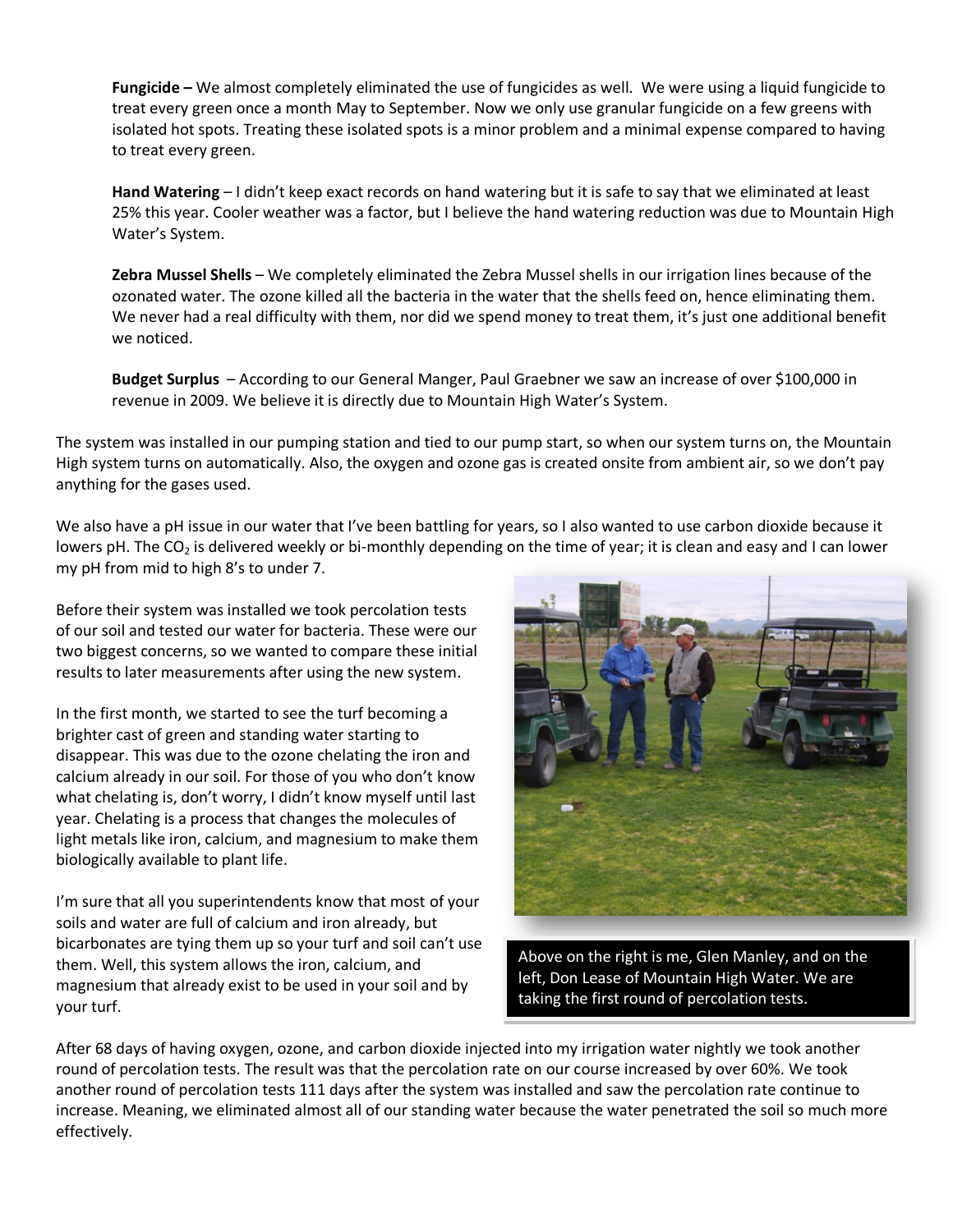**Fungicide –** We almost completely eliminated the use of fungicides as well. We were using a liquid fungicide to treat every green once a month May to September. Now we only use granular fungicide on a few greens with isolated hot spots. Treating these isolated spots is a minor problem and a minimal expense compared to having to treat every green.

**Hand Watering** – I didn't keep exact records on hand watering but it is safe to say that we eliminated at least 25% this year. Cooler weather was a factor, but I believe the hand watering reduction was due to Mountain High Water's System.

**Zebra Mussel Shells** – We completely eliminated the Zebra Mussel shells in our irrigation lines because of the ozonated water. The ozone killed all the bacteria in the water that the shells feed on, hence eliminating them. We never had a real difficulty with them, nor did we spend money to treat them, it's just one additional benefit we noticed.

**Budget Surplus** – According to our General Manger, Paul Graebner we saw an increase of over $100,000 in revenue in 2009. We believe it is directly due to Mountain High Water's System.

The system was installed in our pumping station and tied to our pump start, so when our system turns on, the Mountain High system turns on automatically. Also, the oxygen and ozone gas is created onsite from ambient air, so we don't pay anything for the gases used.

We also have a pH issue in our water that I've been battling for years, so I also wanted to use carbon dioxide because it lowers pH. The $CO_2$ is delivered weekly or bi-monthly depending on the time of year; it is clean and easy and I can lower my pH from mid to high 8's to under 7.

Before their system was installed we took percolation tests of our soil and tested our water for bacteria. These were our two biggest concerns, so we wanted to compare these initial results to later measurements after using the new system.

In the first month, we started to see the turf becoming a brighter cast of green and standing water starting to disappear. This was due to the ozone chelating the iron and calcium already in our soil. For those of you who don't know what chelating is, don't worry, I didn't know myself until last year. Chelating is a process that changes the molecules of light metals like iron, calcium, and magnesium to make them biologically available to plant life.

I'm sure that all you superintendents know that most of your soils and water are full of calcium and iron already, but bicarbonates are tying them up so your turf and soil can't use them. Well, this system allows the iron, calcium, and magnesium that already exist to be used in your soil and by your turf.

Above on the right is me, Glen Manley, and on the left, Don Lease of Mountain High Water. We are taking the first round of percolation tests.

After 68 days of having oxygen, ozone, and carbon dioxide injected into my irrigation water nightly we took another round of percolation tests. The result was that the percolation rate on our course increased by over 60%. We took another round of percolation tests 111 days after the system was installed and saw the percolation rate continue to increase. Meaning, we eliminated almost all of our standing water because the water penetrated the soil so much more effectively.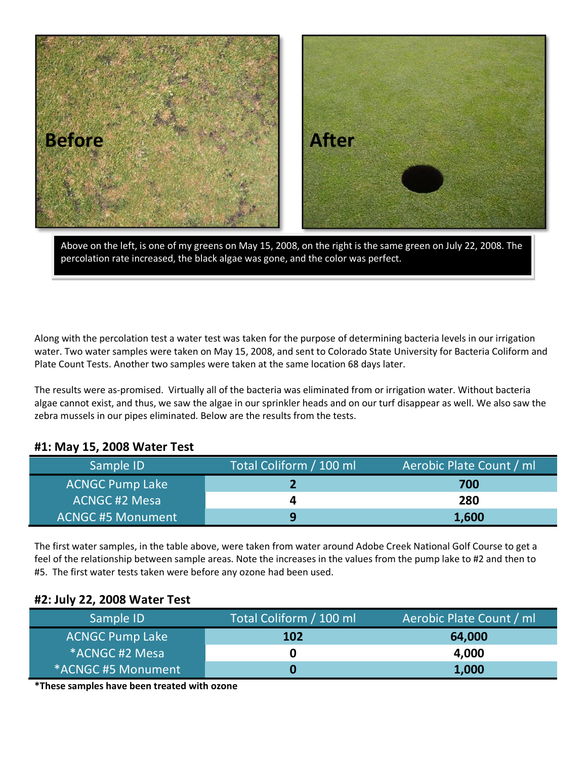Before

After

Above on the left, is one of my greens on May 15, 2008, on the right is the same green on July 22, 2008. The percolation rate increased, the black algae was gone, and the color was perfect.

Along with the percolation test a water test was taken for the purpose of determining bacteria levels in our irrigation water. Two water samples were taken on May 15, 2008, and sent to Colorado State University for Bacteria Coliform and Plate Count Tests. Another two samples were taken at the same location 68 days later.

The results were as-promised. Virtually all of the bacteria was eliminated from or irrigation water. Without bacteria algae cannot exist, and thus, we saw the algae in our sprinkler heads and on our turf disappear as well. We also saw the zebra mussels in our pipes eliminated. Below are the results from the tests.

### #1: May 15, 2008 Water Test

| Sample ID | Total Coliform / 100 ml | Aerobic Plate Count / ml |
| --- | --- | --- |
| ACNGC Pump Lake | **2** | **700** |
| ACNGC #2 Mesa | **4** | **280** |
| ACNGC #5 Monument | **9** | **1,600** |

The first water samples, in the table above, were taken from water around Adobe Creek National Golf Course to get a feel of the relationship between sample areas. Note the increases in the values from the pump lake to #2 and then to #5. The first water tests taken were before any ozone had been used.

### #2: July 22, 2008 Water Test

| Sample ID | Total Coliform / 100 ml | Aerobic Plate Count / ml |
| --- | --- | --- |
| ACNGC Pump Lake | **102** | **64,000** |
| *ACNGC #2 Mesa | **0** | **4,000** |
| *ACNGC #5 Monument | **0** | **1,000** |

**\*These samples have been treated with ozone**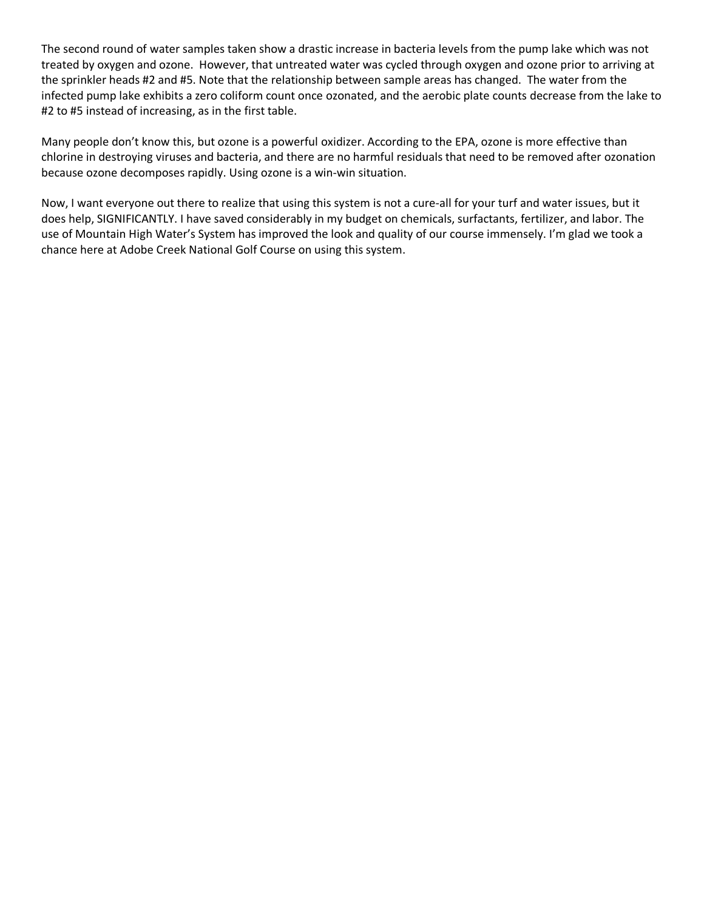The second round of water samples taken show a drastic increase in bacteria levels from the pump lake which was not treated by oxygen and ozone. However, that untreated water was cycled through oxygen and ozone prior to arriving at the sprinkler heads #2 and #5. Note that the relationship between sample areas has changed. The water from the infected pump lake exhibits a zero coliform count once ozonated, and the aerobic plate counts decrease from the lake to #2 to #5 instead of increasing, as in the first table.

Many people don't know this, but ozone is a powerful oxidizer. According to the EPA, ozone is more effective than chlorine in destroying viruses and bacteria, and there are no harmful residuals that need to be removed after ozonation because ozone decomposes rapidly. Using ozone is a win-win situation.

Now, I want everyone out there to realize that using this system is not a cure-all for your turf and water issues, but it does help, SIGNIFICANTLY. I have saved considerably in my budget on chemicals, surfactants, fertilizer, and labor. The use of Mountain High Water's System has improved the look and quality of our course immensely. I'm glad we took a chance here at Adobe Creek National Golf Course on using this system.